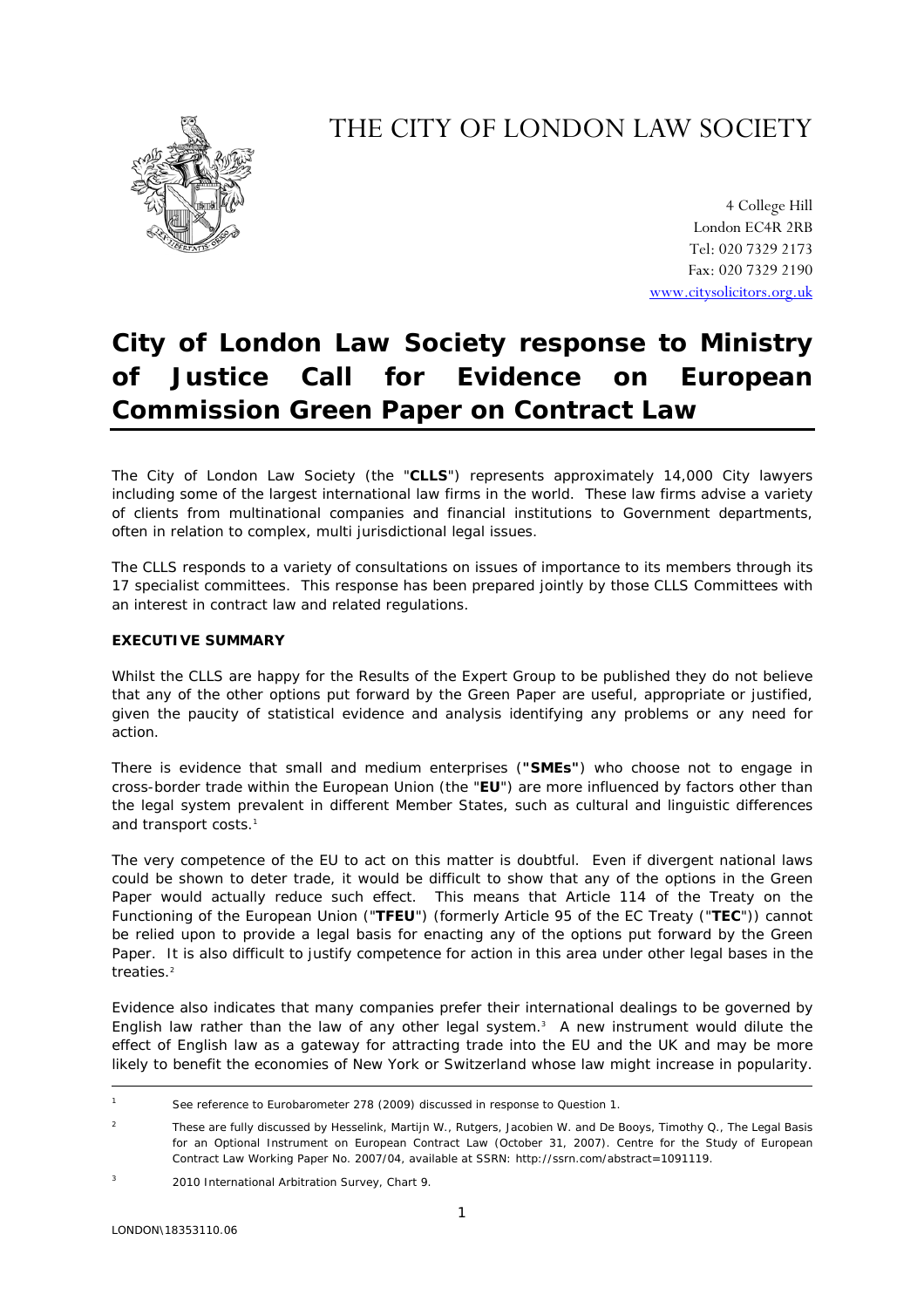# THE CITY OF LONDON LAW SOCIETY

4 College Hill
London EC4R 2RB
Tel: 020 7329 2173
Fax: 020 7329 2190
www.citysolicitors.org.uk

# City of London Law Society response to Ministry of Justice Call for Evidence on European Commission Green Paper on Contract Law

The City of London Law Society (the "**CLLS**") represents approximately 14,000 City lawyers including some of the largest international law firms in the world. These law firms advise a variety of clients from multinational companies and financial institutions to Government departments, often in relation to complex, multi jurisdictional legal issues.

The CLLS responds to a variety of consultations on issues of importance to its members through its 17 specialist committees. This response has been prepared jointly by those CLLS Committees with an interest in contract law and related regulations.

**EXECUTIVE SUMMARY**

Whilst the CLLS are happy for the Results of the Expert Group to be published they do not believe that any of the other options put forward by the Green Paper are useful, appropriate or justified, given the paucity of statistical evidence and analysis identifying any problems or any need for action.

There is evidence that small and medium enterprises (**"SMEs"**) who choose not to engage in cross-border trade within the European Union (the "**EU**") are more influenced by factors other than the legal system prevalent in different Member States, such as cultural and linguistic differences and transport costs.[1]

The very competence of the EU to act on this matter is doubtful. Even if divergent national laws could be shown to deter trade, it would be difficult to show that any of the options in the Green Paper would actually reduce such effect. This means that Article 114 of the Treaty on the Functioning of the European Union ("**TFEU**") (formerly Article 95 of the EC Treaty ("**TEC**")) cannot be relied upon to provide a legal basis for enacting any of the options put forward by the Green Paper. It is also difficult to justify competence for action in this area under other legal bases in the treaties.[2]

Evidence also indicates that many companies prefer their international dealings to be governed by English law rather than the law of any other legal system.[3] A new instrument would dilute the effect of English law as a gateway for attracting trade into the EU and the UK and may be more likely to benefit the economies of New York or Switzerland whose law might increase in popularity.

---

[1] See reference to Eurobarometer 278 (2009) discussed in response to Question 1.

[2] These are fully discussed by Hesselink, Martijn W., Rutgers, Jacobien W. and De Booys, Timothy Q., The Legal Basis for an Optional Instrument on European Contract Law (October 31, 2007). Centre for the Study of European Contract Law Working Paper No. 2007/04, available at SSRN: http://ssrn.com/abstract=1091119.

[3] 2010 International Arbitration Survey, Chart 9.

LONDON\18353110.06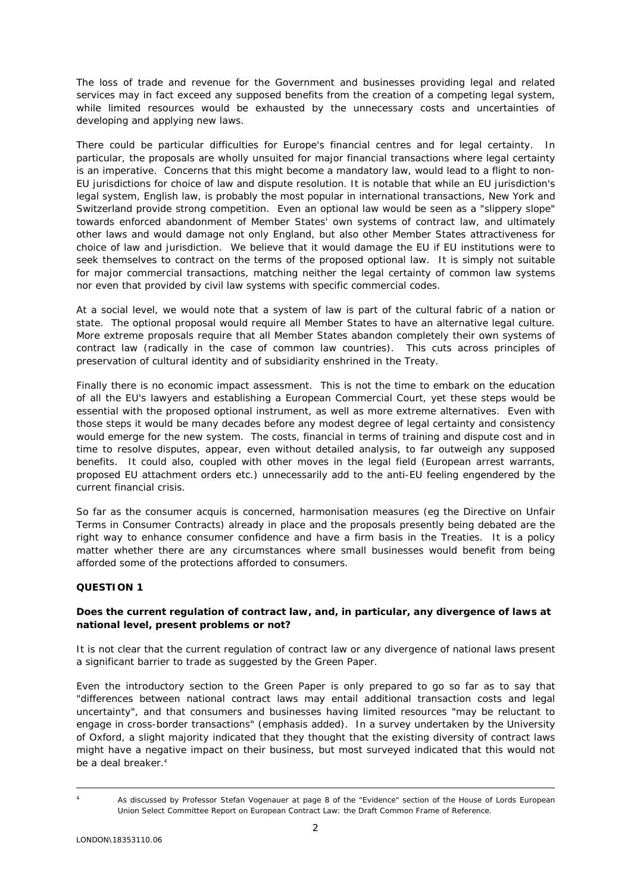The loss of trade and revenue for the Government and businesses providing legal and related services may in fact exceed any supposed benefits from the creation of a competing legal system, while limited resources would be exhausted by the unnecessary costs and uncertainties of developing and applying new laws.

There could be particular difficulties for Europe's financial centres and for legal certainty. In particular, the proposals are wholly unsuited for major financial transactions where legal certainty is an imperative. Concerns that this might become a mandatory law, would lead to a flight to non-EU jurisdictions for choice of law and dispute resolution. It is notable that while an EU jurisdiction's legal system, English law, is probably the most popular in international transactions, New York and Switzerland provide strong competition. Even an optional law would be seen as a "slippery slope" towards enforced abandonment of Member States' own systems of contract law, and ultimately other laws and would damage not only England, but also other Member States attractiveness for choice of law and jurisdiction. We believe that it would damage the EU if EU institutions were to seek themselves to contract on the terms of the proposed optional law. It is simply not suitable for major commercial transactions, matching neither the legal certainty of common law systems nor even that provided by civil law systems with specific commercial codes.

At a social level, we would note that a system of law is part of the cultural fabric of a nation or state. The optional proposal would require all Member States to have an alternative legal culture. More extreme proposals require that all Member States abandon completely their own systems of contract law (radically in the case of common law countries). This cuts across principles of preservation of cultural identity and of subsidiarity enshrined in the Treaty.

Finally there is no economic impact assessment. This is not the time to embark on the education of all the EU's lawyers and establishing a European Commercial Court, yet these steps would be essential with the proposed optional instrument, as well as more extreme alternatives. Even with those steps it would be many decades before any modest degree of legal certainty and consistency would emerge for the new system. The costs, financial in terms of training and dispute cost and in time to resolve disputes, appear, even without detailed analysis, to far outweigh any supposed benefits. It could also, coupled with other moves in the legal field (European arrest warrants, proposed EU attachment orders etc.) unnecessarily add to the anti-EU feeling engendered by the current financial crisis.

So far as the consumer acquis is concerned, harmonisation measures (eg the Directive on Unfair Terms in Consumer Contracts) already in place and the proposals presently being debated are the right way to enhance consumer confidence and have a firm basis in the Treaties. It is a policy matter whether there are any circumstances where small businesses would benefit from being afforded some of the protections afforded to consumers.

**QUESTION 1**

**Does the current regulation of contract law, and, in particular, any divergence of laws at national level, present problems or not?**

It is not clear that the current regulation of contract law or any divergence of national laws present a significant barrier to trade as suggested by the Green Paper.

Even the introductory section to the Green Paper is only prepared to go so far as to say that "differences between national contract laws *may* entail additional transaction costs and legal uncertainty", and that consumers and businesses having limited resources "*may* be reluctant to engage in cross-border transactions" (emphasis added). In a survey undertaken by the University of Oxford, a slight majority indicated that they thought that the existing diversity of contract laws might have a negative impact on their business, but most surveyed indicated that this would not be a deal breaker.[4]

[4] As discussed by Professor Stefan Vogenauer at page 8 of the "Evidence" section of the House of Lords European Union Select Committee Report on European Contract Law: the Draft Common Frame of Reference.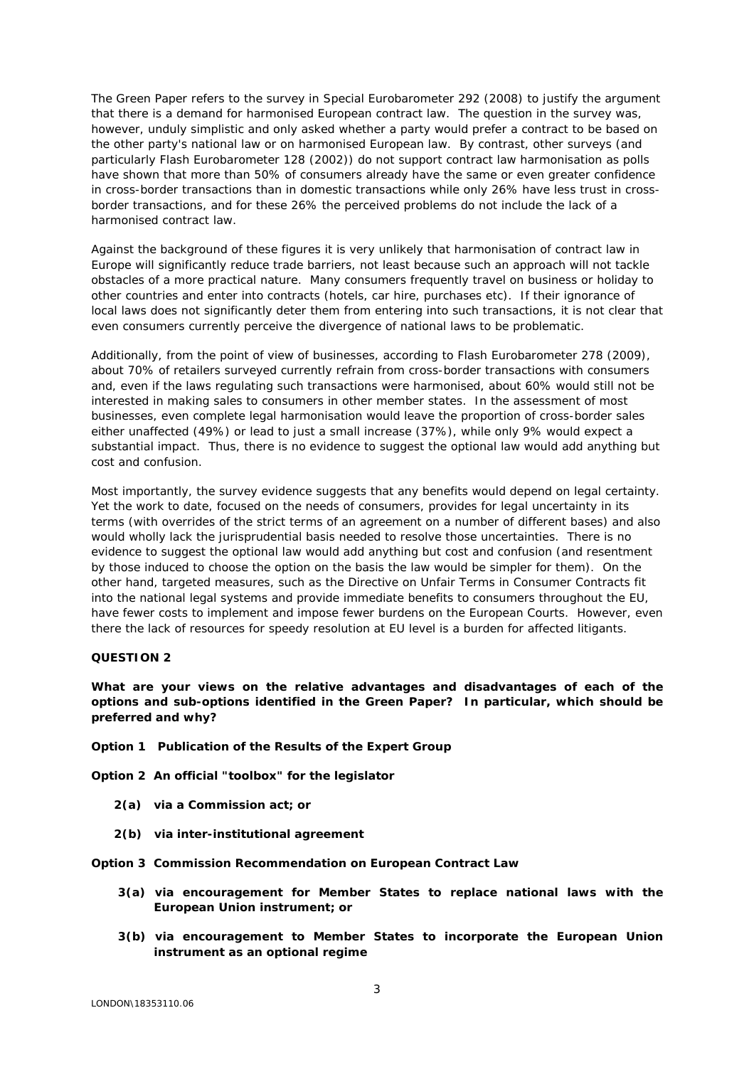The Green Paper refers to the survey in Special Eurobarometer 292 (2008) to justify the argument that there is a demand for harmonised European contract law. The question in the survey was, however, unduly simplistic and only asked whether a party would prefer a contract to be based on the other party's national law or on harmonised European law. By contrast, other surveys (and particularly Flash Eurobarometer 128 (2002)) do not support contract law harmonisation as polls have shown that more than 50% of consumers already have the same or even greater confidence in cross-border transactions than in domestic transactions while only 26% have less trust in cross-border transactions, and for these 26% the perceived problems do not include the lack of a harmonised contract law.

Against the background of these figures it is very unlikely that harmonisation of contract law in Europe will significantly reduce trade barriers, not least because such an approach will not tackle obstacles of a more practical nature. Many consumers frequently travel on business or holiday to other countries and enter into contracts (hotels, car hire, purchases etc). If their ignorance of local laws does not significantly deter them from entering into such transactions, it is not clear that even consumers currently perceive the divergence of national laws to be problematic.

Additionally, from the point of view of businesses, according to Flash Eurobarometer 278 (2009), about 70% of retailers surveyed currently refrain from cross-border transactions with consumers and, even if the laws regulating such transactions were harmonised, about 60% would still not be interested in making sales to consumers in other member states. In the assessment of most businesses, even complete legal harmonisation would leave the proportion of cross-border sales either unaffected (49%) or lead to just a small increase (37%), while only 9% would expect a substantial impact. Thus, there is no evidence to suggest the optional law would add anything but cost and confusion.

Most importantly, the survey evidence suggests that any benefits would depend on legal certainty. Yet the work to date, focused on the needs of consumers, provides for legal uncertainty in its terms (with overrides of the strict terms of an agreement on a number of different bases) and also would wholly lack the jurisprudential basis needed to resolve those uncertainties. There is no evidence to suggest the optional law would add anything but cost and confusion (and resentment by those induced to choose the option on the basis the law would be simpler for them). On the other hand, targeted measures, such as the Directive on Unfair Terms in Consumer Contracts fit into the national legal systems and provide immediate benefits to consumers throughout the EU, have fewer costs to implement and impose fewer burdens on the European Courts. However, even there the lack of resources for speedy resolution at EU level is a burden for affected litigants.

**QUESTION 2**

**What are your views on the relative advantages and disadvantages of each of the options and sub-options identified in the Green Paper? In particular, which should be preferred and why?**

**Option 1 Publication of the Results of the Expert Group**

**Option 2 An official "toolbox" for the legislator**

- **2(a) via a Commission act; or**
- **2(b) via inter-institutional agreement**

**Option 3 Commission Recommendation on European Contract Law**

- **3(a) via encouragement for Member States to replace national laws with the European Union instrument; or**
- **3(b) via encouragement to Member States to incorporate the European Union instrument as an optional regime**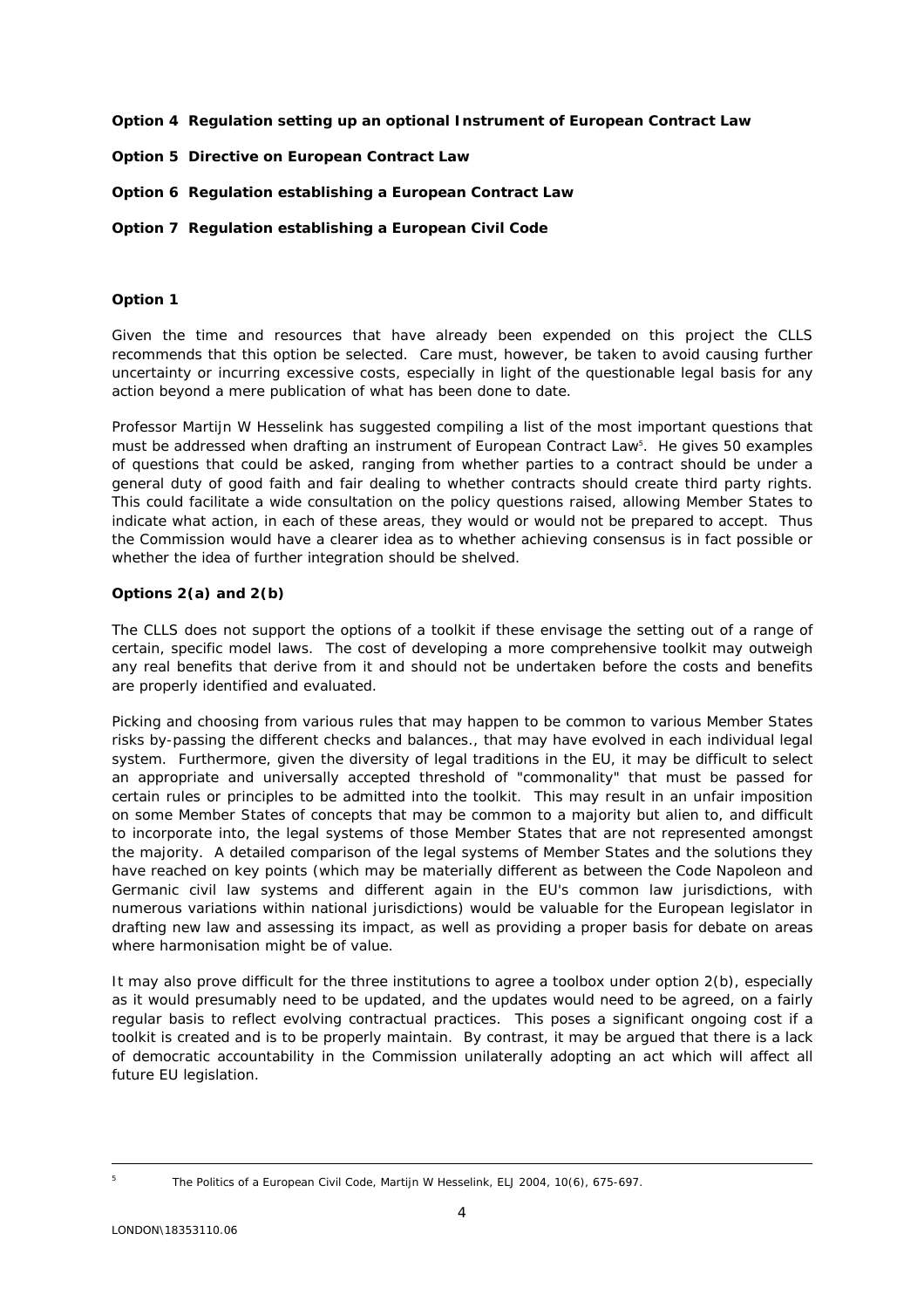**Option 4 Regulation setting up an optional Instrument of European Contract Law**

**Option 5 Directive on European Contract Law**

**Option 6 Regulation establishing a European Contract Law**

**Option 7 Regulation establishing a European Civil Code**

**Option 1**

Given the time and resources that have already been expended on this project the CLLS recommends that this option be selected. Care must, however, be taken to avoid causing further uncertainty or incurring excessive costs, especially in light of the questionable legal basis for any action beyond a mere publication of what has been done to date.

Professor Martijn W Hesselink has suggested compiling a list of the most important questions that must be addressed when drafting an instrument of European Contract Law[5]. He gives 50 examples of questions that could be asked, ranging from whether parties to a contract should be under a general duty of good faith and fair dealing to whether contracts should create third party rights. This could facilitate a wide consultation on the policy questions raised, allowing Member States to indicate what action, in each of these areas, they would or would not be prepared to accept. Thus the Commission would have a clearer idea as to whether achieving consensus is in fact possible or whether the idea of further integration should be shelved.

**Options 2(a) and 2(b)**

The CLLS does not support the options of a toolkit if these envisage the setting out of a range of certain, specific model laws. The cost of developing a more comprehensive toolkit may outweigh any real benefits that derive from it and should not be undertaken before the costs and benefits are properly identified and evaluated.

Picking and choosing from various rules that may happen to be common to various Member States risks by-passing the different checks and balances., that may have evolved in each individual legal system. Furthermore, given the diversity of legal traditions in the EU, it may be difficult to select an appropriate and universally accepted threshold of "commonality" that must be passed for certain rules or principles to be admitted into the toolkit. This may result in an unfair imposition on some Member States of concepts that may be common to a majority but alien to, and difficult to incorporate into, the legal systems of those Member States that are not represented amongst the majority. A detailed comparison of the legal systems of Member States and the solutions they have reached on key points (which may be materially different as between the Code Napoleon and Germanic civil law systems and different again in the EU's common law jurisdictions, with numerous variations within national jurisdictions) would be valuable for the European legislator in drafting new law and assessing its impact, as well as providing a proper basis for debate on areas where harmonisation might be of value.

It may also prove difficult for the three institutions to agree a toolbox under option 2(b), especially as it would presumably need to be updated, and the updates would need to be agreed, on a fairly regular basis to reflect evolving contractual practices. This poses a significant ongoing cost if a toolkit is created and is to be properly maintain. By contrast, it may be argued that there is a lack of democratic accountability in the Commission unilaterally adopting an act which will affect all future EU legislation.

---

[5] *The Politics of a European Civil Code*, Martijn W Hesselink, ELJ 2004, 10(6), 675-697.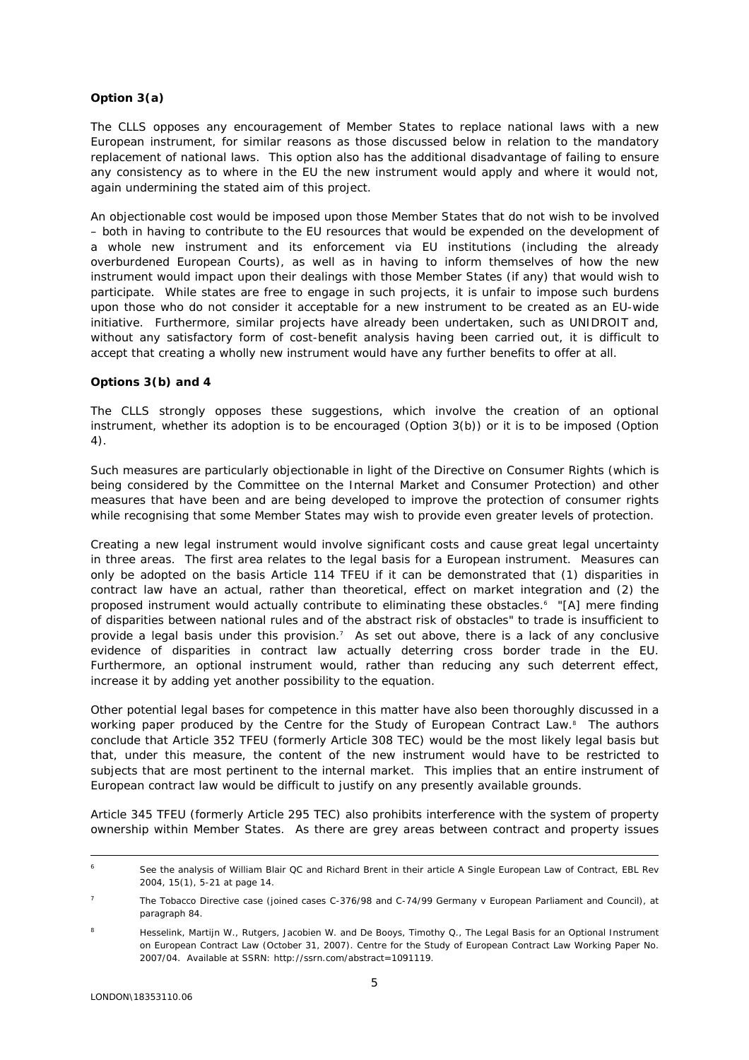**Option 3(a)**

The CLLS opposes any encouragement of Member States to replace national laws with a new European instrument, for similar reasons as those discussed below in relation to the mandatory replacement of national laws. This option also has the additional disadvantage of failing to ensure any consistency as to where in the EU the new instrument would apply and where it would not, again undermining the stated aim of this project.

An objectionable cost would be imposed upon those Member States that do not wish to be involved – both in having to contribute to the EU resources that would be expended on the development of a whole new instrument and its enforcement via EU institutions (including the already overburdened European Courts), as well as in having to inform themselves of how the new instrument would impact upon their dealings with those Member States (if any) that would wish to participate. While states are free to engage in such projects, it is unfair to impose such burdens upon those who do not consider it acceptable for a new instrument to be created as an EU-wide initiative. Furthermore, similar projects have already been undertaken, such as UNIDROIT and, without any satisfactory form of cost-benefit analysis having been carried out, it is difficult to accept that creating a wholly new instrument would have any further benefits to offer at all.

**Options 3(b) and 4**

The CLLS strongly opposes these suggestions, which involve the creation of an optional instrument, whether its adoption is to be encouraged (Option 3(b)) or it is to be imposed (Option 4).

Such measures are particularly objectionable in light of the Directive on Consumer Rights (which is being considered by the Committee on the Internal Market and Consumer Protection) and other measures that have been and are being developed to improve the protection of consumer rights while recognising that some Member States may wish to provide even greater levels of protection.

Creating a new legal instrument would involve significant costs and cause great legal uncertainty in three areas. The first area relates to the legal basis for a European instrument. Measures can only be adopted on the basis Article 114 TFEU if it can be demonstrated that (1) disparities in contract law have an actual, rather than theoretical, effect on market integration and (2) the proposed instrument would actually contribute to eliminating these obstacles.[6] "[A] mere finding of disparities between national rules and of the abstract risk of obstacles" to trade is insufficient to provide a legal basis under this provision.[7] As set out above, there is a lack of any conclusive evidence of disparities in contract law actually deterring cross border trade in the EU. Furthermore, an optional instrument would, rather than reducing any such deterrent effect, increase it by adding yet another possibility to the equation.

Other potential legal bases for competence in this matter have also been thoroughly discussed in a working paper produced by the Centre for the Study of European Contract Law.[8] The authors conclude that Article 352 TFEU (formerly Article 308 TEC) would be the most likely legal basis but that, under this measure, the content of the new instrument would have to be restricted to subjects that are most pertinent to the internal market. This implies that an entire instrument of European contract law would be difficult to justify on any presently available grounds.

Article 345 TFEU (formerly Article 295 TEC) also prohibits interference with the system of property ownership within Member States. As there are grey areas between contract and property issues

---

[6] See the analysis of William Blair QC and Richard Brent in their article A Single European Law of Contract, EBL Rev 2004, 15(1), 5-21 at page 14.

[7] The Tobacco Directive case (joined cases C-376/98 and C-74/99 Germany v European Parliament and Council), at paragraph 84.

[8] Hesselink, Martijn W., Rutgers, Jacobien W. and De Booys, Timothy Q., The Legal Basis for an Optional Instrument on European Contract Law (October 31, 2007). Centre for the Study of European Contract Law Working Paper No. 2007/04. Available at SSRN: http://ssrn.com/abstract=1091119.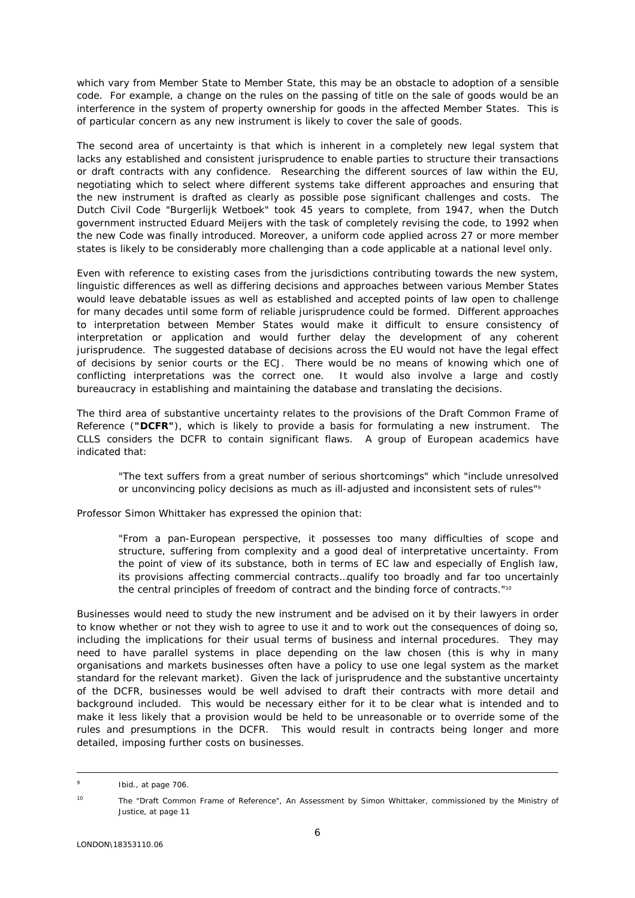which vary from Member State to Member State, this may be an obstacle to adoption of a sensible code. For example, a change on the rules on the passing of title on the sale of goods would be an interference in the system of property ownership for goods in the affected Member States. This is of particular concern as any new instrument is likely to cover the sale of goods.

The second area of uncertainty is that which is inherent in a completely new legal system that lacks any established and consistent jurisprudence to enable parties to structure their transactions or draft contracts with any confidence. Researching the different sources of law within the EU, negotiating which to select where different systems take different approaches and ensuring that the new instrument is drafted as clearly as possible pose significant challenges and costs. The Dutch Civil Code "Burgerlijk Wetboek" took 45 years to complete, from 1947, when the Dutch government instructed Eduard Meijers with the task of completely revising the code, to 1992 when the new Code was finally introduced. Moreover, a uniform code applied across 27 or more member states is likely to be considerably more challenging than a code applicable at a national level only.

Even with reference to existing cases from the jurisdictions contributing towards the new system, linguistic differences as well as differing decisions and approaches between various Member States would leave debatable issues as well as established and accepted points of law open to challenge for many decades until some form of reliable jurisprudence could be formed. Different approaches to interpretation between Member States would make it difficult to ensure consistency of interpretation or application and would further delay the development of any coherent jurisprudence. The suggested database of decisions across the EU would not have the legal effect of decisions by senior courts or the ECJ. There would be no means of knowing which one of conflicting interpretations was the correct one. It would also involve a large and costly bureaucracy in establishing and maintaining the database and translating the decisions.

The third area of substantive uncertainty relates to the provisions of the Draft Common Frame of Reference (**"DCFR"**), which is likely to provide a basis for formulating a new instrument. The CLLS considers the DCFR to contain significant flaws. A group of European academics have indicated that:

> "The text suffers from a great number of serious shortcomings" which "include unresolved or unconvincing policy decisions as much as ill-adjusted and inconsistent sets of rules"[9]

Professor Simon Whittaker has expressed the opinion that:

> "From a pan-European perspective, it possesses too many difficulties of scope and structure, suffering from complexity and a good deal of interpretative uncertainty. From the point of view of its substance, both in terms of EC law and especially of English law, its provisions affecting commercial contracts…qualify too broadly and far too uncertainly the central principles of freedom of contract and the binding force of contracts."[10]

Businesses would need to study the new instrument and be advised on it by their lawyers in order to know whether or not they wish to agree to use it and to work out the consequences of doing so, including the implications for their usual terms of business and internal procedures. They may need to have parallel systems in place depending on the law chosen (this is why in many organisations and markets businesses often have a policy to use one legal system as the market standard for the relevant market). Given the lack of jurisprudence and the substantive uncertainty of the DCFR, businesses would be well advised to draft their contracts with more detail and background included. This would be necessary either for it to be clear what is intended and to make it less likely that a provision would be held to be unreasonable or to override some of the rules and presumptions in the DCFR. This would result in contracts being longer and more detailed, imposing further costs on businesses.

---

[9] Ibid., at page 706.

[10] The "Draft Common Frame of Reference", An Assessment by Simon Whittaker, commissioned by the Ministry of Justice, at page 11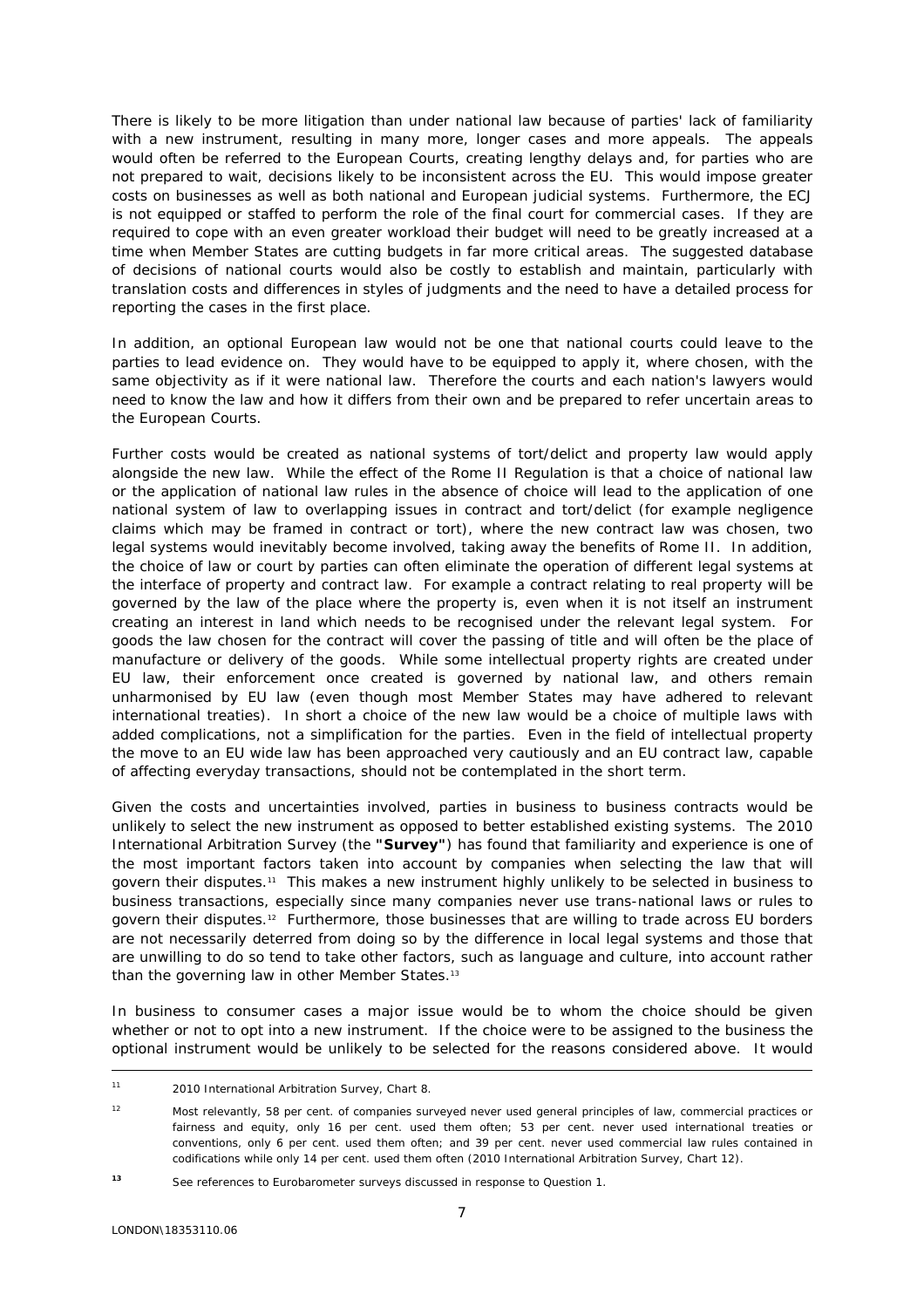There is likely to be more litigation than under national law because of parties' lack of familiarity with a new instrument, resulting in many more, longer cases and more appeals. The appeals would often be referred to the European Courts, creating lengthy delays and, for parties who are not prepared to wait, decisions likely to be inconsistent across the EU. This would impose greater costs on businesses as well as both national and European judicial systems. Furthermore, the ECJ is not equipped or staffed to perform the role of the final court for commercial cases. If they are required to cope with an even greater workload their budget will need to be greatly increased at a time when Member States are cutting budgets in far more critical areas. The suggested database of decisions of national courts would also be costly to establish and maintain, particularly with translation costs and differences in styles of judgments and the need to have a detailed process for reporting the cases in the first place.

In addition, an optional European law would not be one that national courts could leave to the parties to lead evidence on. They would have to be equipped to apply it, where chosen, with the same objectivity as if it were national law. Therefore the courts and each nation's lawyers would need to know the law and how it differs from their own and be prepared to refer uncertain areas to the European Courts.

Further costs would be created as national systems of tort/delict and property law would apply alongside the new law. While the effect of the Rome II Regulation is that a choice of national law or the application of national law rules in the absence of choice will lead to the application of one national system of law to overlapping issues in contract and tort/delict (for example negligence claims which may be framed in contract or tort), where the new contract law was chosen, two legal systems would inevitably become involved, taking away the benefits of Rome II. In addition, the choice of law or court by parties can often eliminate the operation of different legal systems at the interface of property and contract law. For example a contract relating to real property will be governed by the law of the place where the property is, even when it is not itself an instrument creating an interest in land which needs to be recognised under the relevant legal system. For goods the law chosen for the contract will cover the passing of title and will often be the place of manufacture or delivery of the goods. While some intellectual property rights are created under EU law, their enforcement once created is governed by national law, and others remain unharmonised by EU law (even though most Member States may have adhered to relevant international treaties). In short a choice of the new law would be a choice of multiple laws with added complications, not a simplification for the parties. Even in the field of intellectual property the move to an EU wide law has been approached very cautiously and an EU contract law, capable of affecting everyday transactions, should not be contemplated in the short term.

Given the costs and uncertainties involved, parties in business to business contracts would be unlikely to select the new instrument as opposed to better established existing systems. The 2010 International Arbitration Survey (the **"Survey"**) has found that familiarity and experience is one of the most important factors taken into account by companies when selecting the law that will govern their disputes.[11] This makes a new instrument highly unlikely to be selected in business to business transactions, especially since many companies never use trans-national laws or rules to govern their disputes.[12] Furthermore, those businesses that are willing to trade across EU borders are not necessarily deterred from doing so by the difference in local legal systems and those that are unwilling to do so tend to take other factors, such as language and culture, into account rather than the governing law in other Member States.[13]

In business to consumer cases a major issue would be to whom the choice should be given whether or not to opt into a new instrument. If the choice were to be assigned to the business the optional instrument would be unlikely to be selected for the reasons considered above. It would

---

[11] 2010 International Arbitration Survey, Chart 8.

[12] Most relevantly, 58 per cent. of companies surveyed never used general principles of law, commercial practices or fairness and equity, only 16 per cent. used them often; 53 per cent. never used international treaties or conventions, only 6 per cent. used them often; and 39 per cent. never used commercial law rules contained in codifications while only 14 per cent. used them often (2010 International Arbitration Survey, Chart 12).

[13] See references to Eurobarometer surveys discussed in response to Question 1.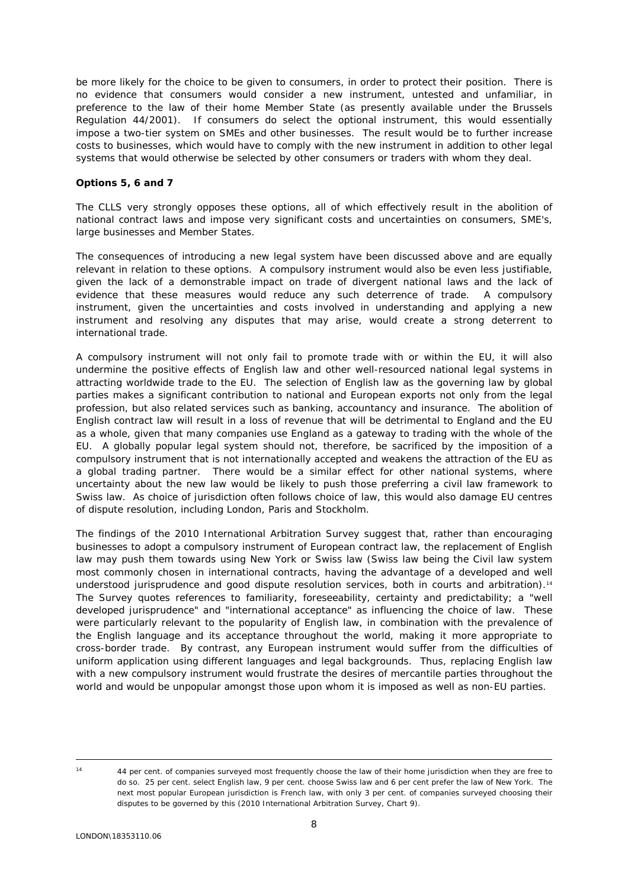be more likely for the choice to be given to consumers, in order to protect their position. There is no evidence that consumers would consider a new instrument, untested and unfamiliar, in preference to the law of their home Member State (as presently available under the Brussels Regulation 44/2001). If consumers do select the optional instrument, this would essentially impose a two-tier system on SMEs and other businesses. The result would be to further increase costs to businesses, which would have to comply with the new instrument in addition to other legal systems that would otherwise be selected by other consumers or traders with whom they deal.

**Options 5, 6 and 7**

The CLLS very strongly opposes these options, all of which effectively result in the abolition of national contract laws and impose very significant costs and uncertainties on consumers, SME's, large businesses and Member States.

The consequences of introducing a new legal system have been discussed above and are equally relevant in relation to these options. A compulsory instrument would also be even less justifiable, given the lack of a demonstrable impact on trade of divergent national laws and the lack of evidence that these measures would reduce any such deterrence of trade. A compulsory instrument, given the uncertainties and costs involved in understanding and applying a new instrument and resolving any disputes that may arise, would create a strong deterrent to international trade.

A compulsory instrument will not only fail to promote trade with or within the EU, it will also undermine the positive effects of English law and other well-resourced national legal systems in attracting worldwide trade to the EU. The selection of English law as the governing law by global parties makes a significant contribution to national and European exports not only from the legal profession, but also related services such as banking, accountancy and insurance. The abolition of English contract law will result in a loss of revenue that will be detrimental to England and the EU as a whole, given that many companies use England as a gateway to trading with the whole of the EU. A globally popular legal system should not, therefore, be sacrificed by the imposition of a compulsory instrument that is not internationally accepted and weakens the attraction of the EU as a global trading partner. There would be a similar effect for other national systems, where uncertainty about the new law would be likely to push those preferring a civil law framework to Swiss law. As choice of jurisdiction often follows choice of law, this would also damage EU centres of dispute resolution, including London, Paris and Stockholm.

The findings of the 2010 International Arbitration Survey suggest that, rather than encouraging businesses to adopt a compulsory instrument of European contract law, the replacement of English law may push them towards using New York or Swiss law (Swiss law being the Civil law system most commonly chosen in international contracts, having the advantage of a developed and well understood jurisprudence and good dispute resolution services, both in courts and arbitration).[14] The Survey quotes references to familiarity, foreseeability, certainty and predictability; a "well developed jurisprudence" and "international acceptance" as influencing the choice of law. These were particularly relevant to the popularity of English law, in combination with the prevalence of the English language and its acceptance throughout the world, making it more appropriate to cross-border trade. By contrast, any European instrument would suffer from the difficulties of uniform application using different languages and legal backgrounds. Thus, replacing English law with a new compulsory instrument would frustrate the desires of mercantile parties throughout the world and would be unpopular amongst those upon whom it is imposed as well as non-EU parties.

---

[14] 44 per cent. of companies surveyed most frequently choose the law of their home jurisdiction when they are free to do so. 25 per cent. select English law, 9 per cent. choose Swiss law and 6 per cent prefer the law of New York. The next most popular European jurisdiction is French law, with only 3 per cent. of companies surveyed choosing their disputes to be governed by this (2010 International Arbitration Survey, Chart 9).

LONDON\18353110.06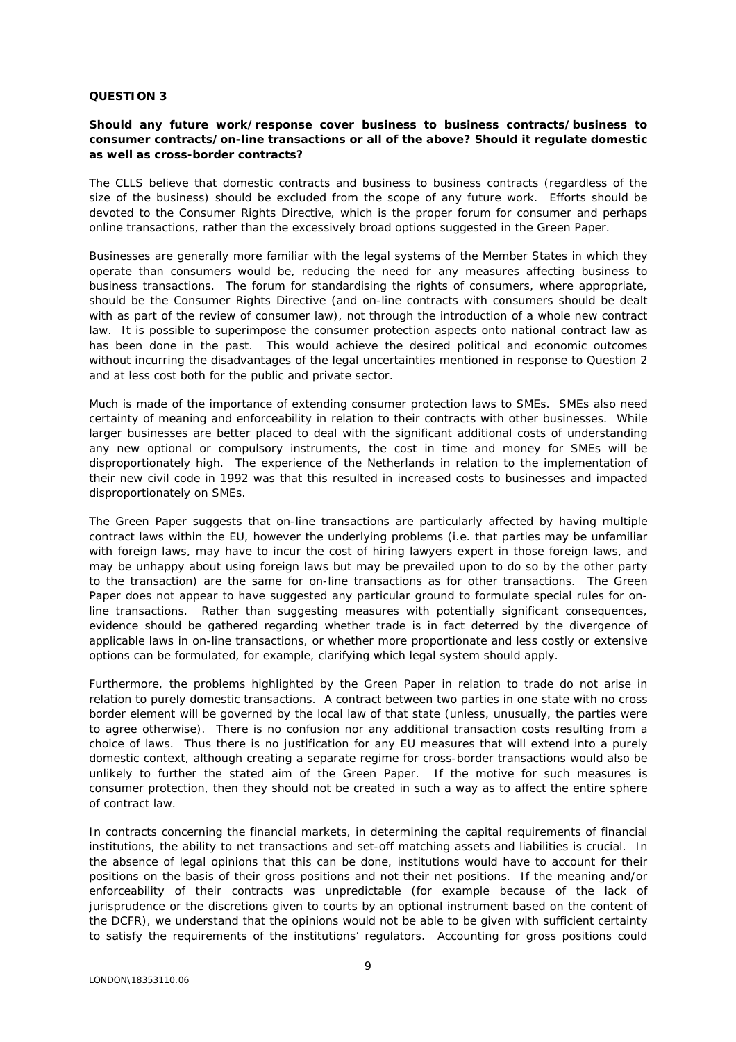**QUESTION 3**

**Should any future work/response cover business to business contracts/business to consumer contracts/on-line transactions or all of the above? Should it regulate domestic as well as cross-border contracts?**

The CLLS believe that domestic contracts and business to business contracts (regardless of the size of the business) should be excluded from the scope of any future work. Efforts should be devoted to the Consumer Rights Directive, which is the proper forum for consumer and perhaps online transactions, rather than the excessively broad options suggested in the Green Paper.

Businesses are generally more familiar with the legal systems of the Member States in which they operate than consumers would be, reducing the need for any measures affecting business to business transactions. The forum for standardising the rights of consumers, where appropriate, should be the Consumer Rights Directive (and on-line contracts with consumers should be dealt with as part of the review of consumer law), not through the introduction of a whole new contract law. It is possible to superimpose the consumer protection aspects onto national contract law as has been done in the past. This would achieve the desired political and economic outcomes without incurring the disadvantages of the legal uncertainties mentioned in response to Question 2 and at less cost both for the public and private sector.

Much is made of the importance of extending consumer protection laws to SMEs. SMEs also need certainty of meaning and enforceability in relation to their contracts with other businesses. While larger businesses are better placed to deal with the significant additional costs of understanding any new optional or compulsory instruments, the cost in time and money for SMEs will be disproportionately high. The experience of the Netherlands in relation to the implementation of their new civil code in 1992 was that this resulted in increased costs to businesses and impacted disproportionately on SMEs.

The Green Paper suggests that on-line transactions are particularly affected by having multiple contract laws within the EU, however the underlying problems (i.e. that parties may be unfamiliar with foreign laws, may have to incur the cost of hiring lawyers expert in those foreign laws, and may be unhappy about using foreign laws but may be prevailed upon to do so by the other party to the transaction) are the same for on-line transactions as for other transactions. The Green Paper does not appear to have suggested any particular ground to formulate special rules for on-line transactions. Rather than suggesting measures with potentially significant consequences, evidence should be gathered regarding whether trade is in fact deterred by the divergence of applicable laws in on-line transactions, or whether more proportionate and less costly or extensive options can be formulated, for example, clarifying which legal system should apply.

Furthermore, the problems highlighted by the Green Paper in relation to trade do not arise in relation to purely domestic transactions. A contract between two parties in one state with no cross border element will be governed by the local law of that state (unless, unusually, the parties were to agree otherwise). There is no confusion nor any additional transaction costs resulting from a choice of laws. Thus there is no justification for any EU measures that will extend into a purely domestic context, although creating a separate regime for cross-border transactions would also be unlikely to further the stated aim of the Green Paper. If the motive for such measures is consumer protection, then they should not be created in such a way as to affect the entire sphere of contract law.

In contracts concerning the financial markets, in determining the capital requirements of financial institutions, the ability to net transactions and set-off matching assets and liabilities is crucial. In the absence of legal opinions that this can be done, institutions would have to account for their positions on the basis of their gross positions and not their net positions. If the meaning and/or enforceability of their contracts was unpredictable (for example because of the lack of jurisprudence or the discretions given to courts by an optional instrument based on the content of the DCFR), we understand that the opinions would not be able to be given with sufficient certainty to satisfy the requirements of the institutions' regulators. Accounting for gross positions could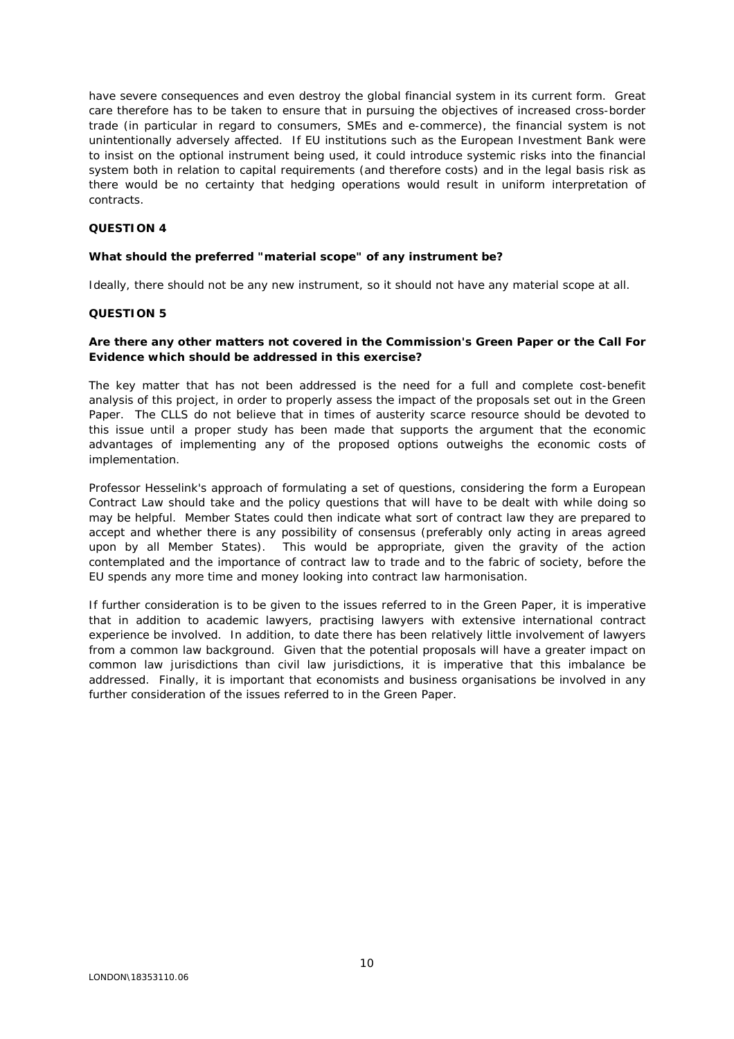have severe consequences and even destroy the global financial system in its current form. Great care therefore has to be taken to ensure that in pursuing the objectives of increased cross-border trade (in particular in regard to consumers, SMEs and e-commerce), the financial system is not unintentionally adversely affected. If EU institutions such as the European Investment Bank were to insist on the optional instrument being used, it could introduce systemic risks into the financial system both in relation to capital requirements (and therefore costs) and in the legal basis risk as there would be no certainty that hedging operations would result in uniform interpretation of contracts.

**QUESTION 4**

**What should the preferred "material scope" of any instrument be?**

Ideally, there should not be any new instrument, so it should not have any material scope at all.

**QUESTION 5**

**Are there any other matters not covered in the Commission's Green Paper or the Call For Evidence which should be addressed in this exercise?**

The key matter that has not been addressed is the need for a full and complete cost-benefit analysis of this project, in order to properly assess the impact of the proposals set out in the Green Paper. The CLLS do not believe that in times of austerity scarce resource should be devoted to this issue until a proper study has been made that supports the argument that the economic advantages of implementing any of the proposed options outweighs the economic costs of implementation.

Professor Hesselink's approach of formulating a set of questions, considering the form a European Contract Law should take and the policy questions that will have to be dealt with while doing so may be helpful. Member States could then indicate what sort of contract law they are prepared to accept and whether there is any possibility of consensus (preferably only acting in areas agreed upon by all Member States). This would be appropriate, given the gravity of the action contemplated and the importance of contract law to trade and to the fabric of society, before the EU spends any more time and money looking into contract law harmonisation.

If further consideration is to be given to the issues referred to in the Green Paper, it is imperative that in addition to academic lawyers, practising lawyers with extensive international contract experience be involved. In addition, to date there has been relatively little involvement of lawyers from a common law background. Given that the potential proposals will have a greater impact on common law jurisdictions than civil law jurisdictions, it is imperative that this imbalance be addressed. Finally, it is important that economists and business organisations be involved in any further consideration of the issues referred to in the Green Paper.

LONDON\18353110.06